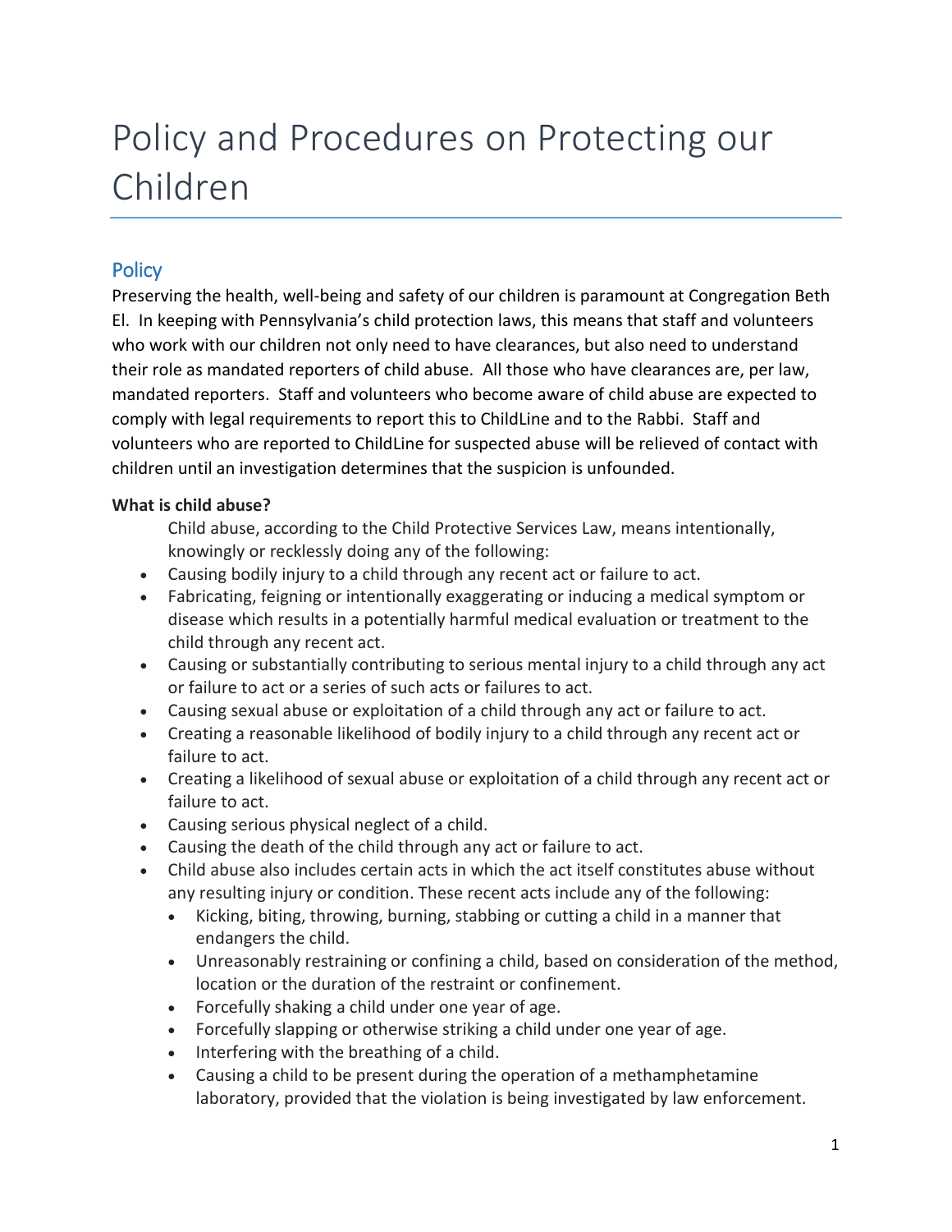# Policy and Procedures on Protecting our Children

## Policy

Preserving the health, well-being and safety of our children is paramount at Congregation Beth El. In keeping with Pennsylvania's child protection laws, this means that staff and volunteers who work with our children not only need to have clearances, but also need to understand their role as mandated reporters of child abuse. All those who have clearances are, per law, mandated reporters. Staff and volunteers who become aware of child abuse are expected to comply with legal requirements to report this to ChildLine and to the Rabbi. Staff and volunteers who are reported to ChildLine for suspected abuse will be relieved of contact with children until an investigation determines that the suspicion is unfounded.

**What is child abuse?**

Child abuse, according to the Child Protective Services Law, means intentionally, knowingly or recklessly doing any of the following:

- Causing bodily injury to a child through any recent act or failure to act.
- Fabricating, feigning or intentionally exaggerating or inducing a medical symptom or disease which results in a potentially harmful medical evaluation or treatment to the child through any recent act.
- Causing or substantially contributing to serious mental injury to a child through any act or failure to act or a series of such acts or failures to act.
- Causing sexual abuse or exploitation of a child through any act or failure to act.
- Creating a reasonable likelihood of bodily injury to a child through any recent act or failure to act.
- Creating a likelihood of sexual abuse or exploitation of a child through any recent act or failure to act.
- Causing serious physical neglect of a child.
- Causing the death of the child through any act or failure to act.
- Child abuse also includes certain acts in which the act itself constitutes abuse without any resulting injury or condition. These recent acts include any of the following:
  - Kicking, biting, throwing, burning, stabbing or cutting a child in a manner that endangers the child.
  - Unreasonably restraining or confining a child, based on consideration of the method, location or the duration of the restraint or confinement.
  - Forcefully shaking a child under one year of age.
  - Forcefully slapping or otherwise striking a child under one year of age.
  - Interfering with the breathing of a child.
  - Causing a child to be present during the operation of a methamphetamine laboratory, provided that the violation is being investigated by law enforcement.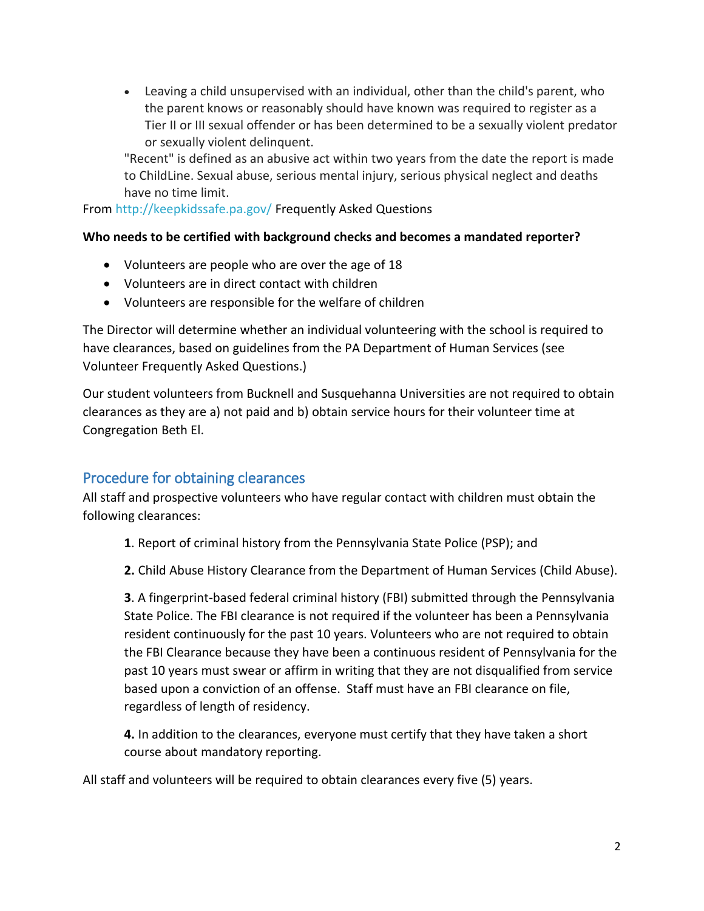- Leaving a child unsupervised with an individual, other than the child's parent, who the parent knows or reasonably should have known was required to register as a Tier II or III sexual offender or has been determined to be a sexually violent predator or sexually violent delinquent.

  "Recent" is defined as an abusive act within two years from the date the report is made to ChildLine. Sexual abuse, serious mental injury, serious physical neglect and deaths have no time limit.

From http://keepkidssafe.pa.gov/ Frequently Asked Questions

**Who needs to be certified with background checks and becomes a mandated reporter?**

- Volunteers are people who are over the age of 18
- Volunteers are in direct contact with children
- Volunteers are responsible for the welfare of children

The Director will determine whether an individual volunteering with the school is required to have clearances, based on guidelines from the PA Department of Human Services (see Volunteer Frequently Asked Questions.)

Our student volunteers from Bucknell and Susquehanna Universities are not required to obtain clearances as they are a) not paid and b) obtain service hours for their volunteer time at Congregation Beth El.

## Procedure for obtaining clearances

All staff and prospective volunteers who have regular contact with children must obtain the following clearances:

**1**. Report of criminal history from the Pennsylvania State Police (PSP); and

**2.** Child Abuse History Clearance from the Department of Human Services (Child Abuse).

**3**. A fingerprint-based federal criminal history (FBI) submitted through the Pennsylvania State Police. The FBI clearance is not required if the volunteer has been a Pennsylvania resident continuously for the past 10 years. Volunteers who are not required to obtain the FBI Clearance because they have been a continuous resident of Pennsylvania for the past 10 years must swear or affirm in writing that they are not disqualified from service based upon a conviction of an offense. Staff must have an FBI clearance on file, regardless of length of residency.

**4.** In addition to the clearances, everyone must certify that they have taken a short course about mandatory reporting.

All staff and volunteers will be required to obtain clearances every five (5) years.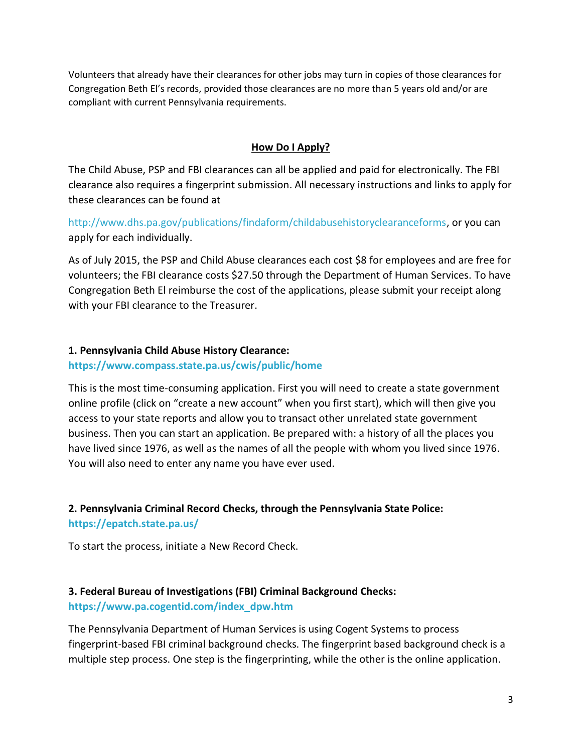Volunteers that already have their clearances for other jobs may turn in copies of those clearances for Congregation Beth El's records, provided those clearances are no more than 5 years old and/or are compliant with current Pennsylvania requirements.

## How Do I Apply?

The Child Abuse, PSP and FBI clearances can all be applied and paid for electronically. The FBI clearance also requires a fingerprint submission. All necessary instructions and links to apply for these clearances can be found at

http://www.dhs.pa.gov/publications/findaform/childabusehistoryclearanceforms, or you can apply for each individually.

As of July 2015, the PSP and Child Abuse clearances each cost $8 for employees and are free for volunteers; the FBI clearance costs $27.50 through the Department of Human Services. To have Congregation Beth El reimburse the cost of the applications, please submit your receipt along with your FBI clearance to the Treasurer.

**1. Pennsylvania Child Abuse History Clearance:**
**https://www.compass.state.pa.us/cwis/public/home**

This is the most time-consuming application. First you will need to create a state government online profile (click on "create a new account" when you first start), which will then give you access to your state reports and allow you to transact other unrelated state government business. Then you can start an application. Be prepared with: a history of all the places you have lived since 1976, as well as the names of all the people with whom you lived since 1976. You will also need to enter any name you have ever used.

**2. Pennsylvania Criminal Record Checks, through the Pennsylvania State Police:**
**https://epatch.state.pa.us/**

To start the process, initiate a New Record Check.

**3. Federal Bureau of Investigations (FBI) Criminal Background Checks:**
**https://www.pa.cogentid.com/index_dpw.htm**

The Pennsylvania Department of Human Services is using Cogent Systems to process fingerprint-based FBI criminal background checks. The fingerprint based background check is a multiple step process. One step is the fingerprinting, while the other is the online application.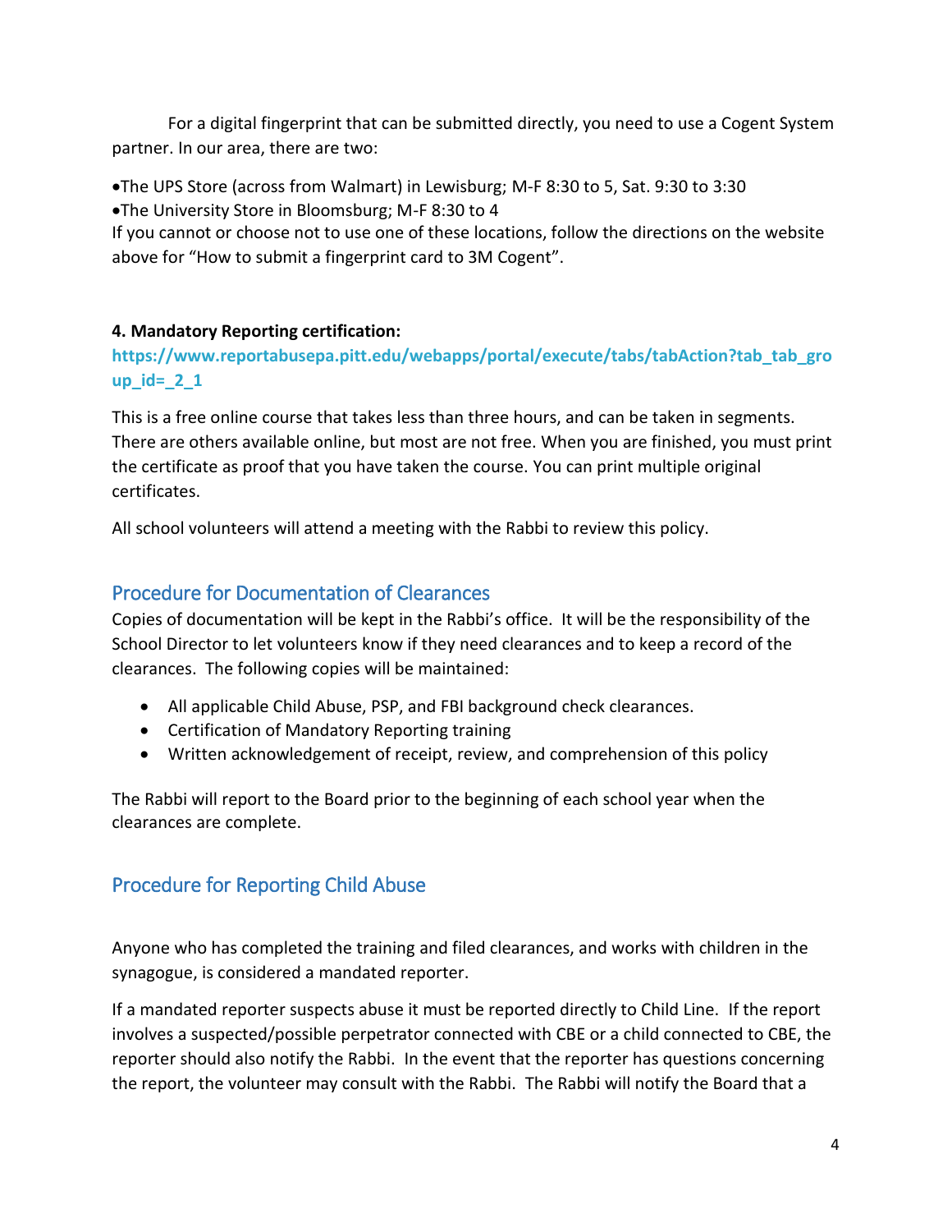For a digital fingerprint that can be submitted directly, you need to use a Cogent System partner. In our area, there are two:

- The UPS Store (across from Walmart) in Lewisburg; M-F 8:30 to 5, Sat. 9:30 to 3:30
- The University Store in Bloomsburg; M-F 8:30 to 4

If you cannot or choose not to use one of these locations, follow the directions on the website above for "How to submit a fingerprint card to 3M Cogent".

**4. Mandatory Reporting certification:**

**https://www.reportabusepa.pitt.edu/webapps/portal/execute/tabs/tabAction?tab_tab_group_id=_2_1**

This is a free online course that takes less than three hours, and can be taken in segments. There are others available online, but most are not free. When you are finished, you must print the certificate as proof that you have taken the course. You can print multiple original certificates.

All school volunteers will attend a meeting with the Rabbi to review this policy.

## Procedure for Documentation of Clearances

Copies of documentation will be kept in the Rabbi's office. It will be the responsibility of the School Director to let volunteers know if they need clearances and to keep a record of the clearances. The following copies will be maintained:

- All applicable Child Abuse, PSP, and FBI background check clearances.
- Certification of Mandatory Reporting training
- Written acknowledgement of receipt, review, and comprehension of this policy

The Rabbi will report to the Board prior to the beginning of each school year when the clearances are complete.

## Procedure for Reporting Child Abuse

Anyone who has completed the training and filed clearances, and works with children in the synagogue, is considered a mandated reporter.

If a mandated reporter suspects abuse it must be reported directly to Child Line. If the report involves a suspected/possible perpetrator connected with CBE or a child connected to CBE, the reporter should also notify the Rabbi. In the event that the reporter has questions concerning the report, the volunteer may consult with the Rabbi. The Rabbi will notify the Board that a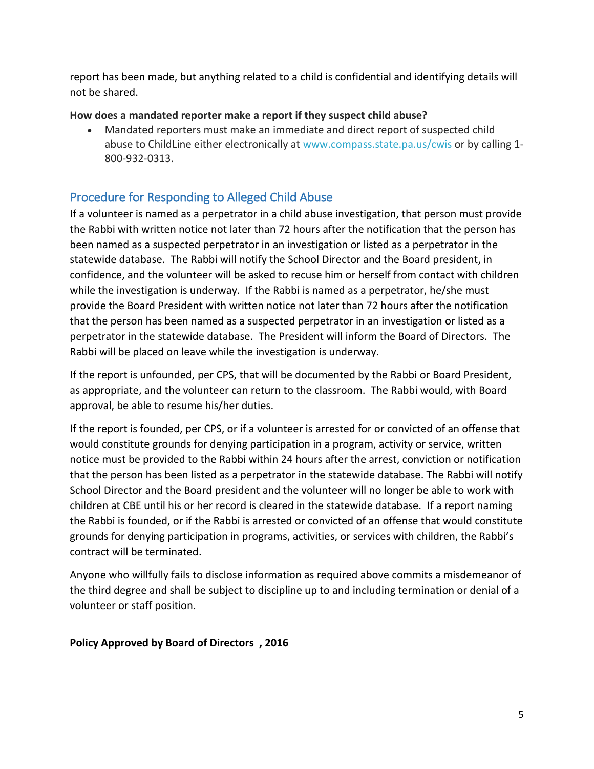report has been made, but anything related to a child is confidential and identifying details will not be shared.

**How does a mandated reporter make a report if they suspect child abuse?**

- Mandated reporters must make an immediate and direct report of suspected child abuse to ChildLine either electronically at www.compass.state.pa.us/cwis or by calling 1-800-932-0313.

## Procedure for Responding to Alleged Child Abuse

If a volunteer is named as a perpetrator in a child abuse investigation, that person must provide the Rabbi with written notice not later than 72 hours after the notification that the person has been named as a suspected perpetrator in an investigation or listed as a perpetrator in the statewide database. The Rabbi will notify the School Director and the Board president, in confidence, and the volunteer will be asked to recuse him or herself from contact with children while the investigation is underway. If the Rabbi is named as a perpetrator, he/she must provide the Board President with written notice not later than 72 hours after the notification that the person has been named as a suspected perpetrator in an investigation or listed as a perpetrator in the statewide database. The President will inform the Board of Directors. The Rabbi will be placed on leave while the investigation is underway.

If the report is unfounded, per CPS, that will be documented by the Rabbi or Board President, as appropriate, and the volunteer can return to the classroom. The Rabbi would, with Board approval, be able to resume his/her duties.

If the report is founded, per CPS, or if a volunteer is arrested for or convicted of an offense that would constitute grounds for denying participation in a program, activity or service, written notice must be provided to the Rabbi within 24 hours after the arrest, conviction or notification that the person has been listed as a perpetrator in the statewide database. The Rabbi will notify School Director and the Board president and the volunteer will no longer be able to work with children at CBE until his or her record is cleared in the statewide database. If a report naming the Rabbi is founded, or if the Rabbi is arrested or convicted of an offense that would constitute grounds for denying participation in programs, activities, or services with children, the Rabbi's contract will be terminated.

Anyone who willfully fails to disclose information as required above commits a misdemeanor of the third degree and shall be subject to discipline up to and including termination or denial of a volunteer or staff position.

**Policy Approved by Board of Directors , 2016**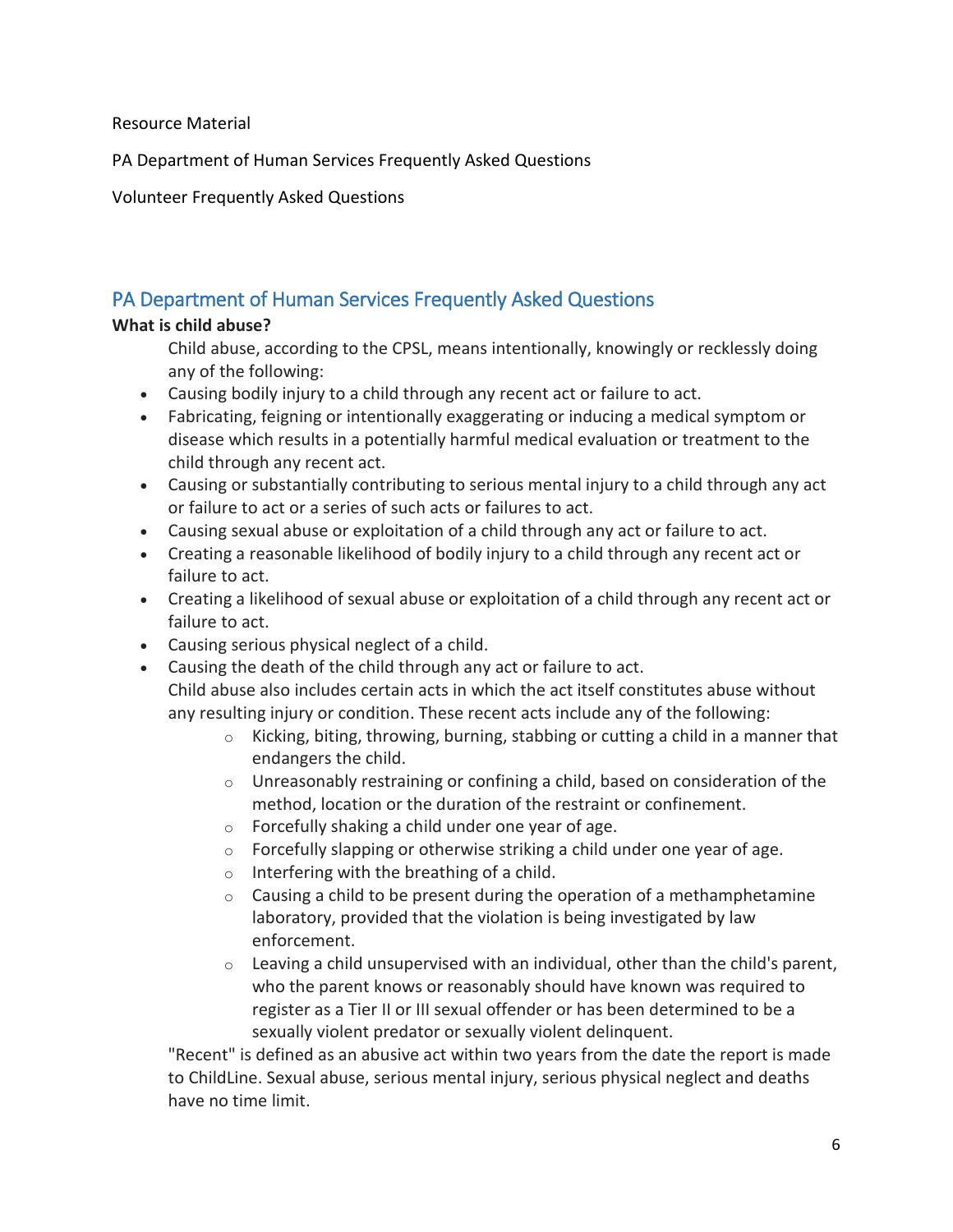Resource Material

PA Department of Human Services Frequently Asked Questions

Volunteer Frequently Asked Questions

## PA Department of Human Services Frequently Asked Questions

**What is child abuse?**

Child abuse, according to the CPSL, means intentionally, knowingly or recklessly doing any of the following:

- Causing bodily injury to a child through any recent act or failure to act.
- Fabricating, feigning or intentionally exaggerating or inducing a medical symptom or disease which results in a potentially harmful medical evaluation or treatment to the child through any recent act.
- Causing or substantially contributing to serious mental injury to a child through any act or failure to act or a series of such acts or failures to act.
- Causing sexual abuse or exploitation of a child through any act or failure to act.
- Creating a reasonable likelihood of bodily injury to a child through any recent act or failure to act.
- Creating a likelihood of sexual abuse or exploitation of a child through any recent act or failure to act.
- Causing serious physical neglect of a child.
- Causing the death of the child through any act or failure to act.

  Child abuse also includes certain acts in which the act itself constitutes abuse without any resulting injury or condition. These recent acts include any of the following:

  - Kicking, biting, throwing, burning, stabbing or cutting a child in a manner that endangers the child.
  - Unreasonably restraining or confining a child, based on consideration of the method, location or the duration of the restraint or confinement.
  - Forcefully shaking a child under one year of age.
  - Forcefully slapping or otherwise striking a child under one year of age.
  - Interfering with the breathing of a child.
  - Causing a child to be present during the operation of a methamphetamine laboratory, provided that the violation is being investigated by law enforcement.
  - Leaving a child unsupervised with an individual, other than the child's parent, who the parent knows or reasonably should have known was required to register as a Tier II or III sexual offender or has been determined to be a sexually violent predator or sexually violent delinquent.

"Recent" is defined as an abusive act within two years from the date the report is made to ChildLine. Sexual abuse, serious mental injury, serious physical neglect and deaths have no time limit.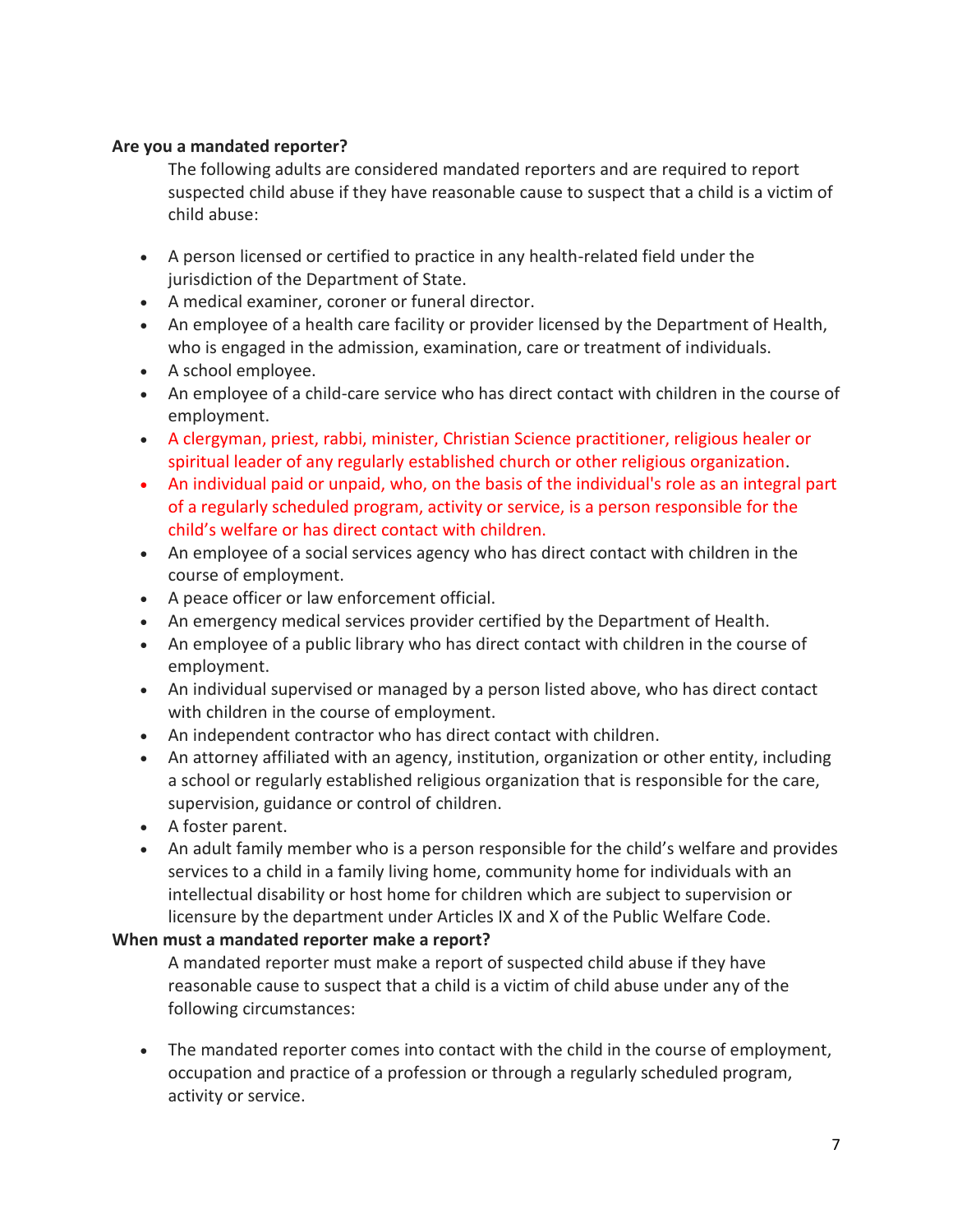**Are you a mandated reporter?**

The following adults are considered mandated reporters and are required to report suspected child abuse if they have reasonable cause to suspect that a child is a victim of child abuse:

- A person licensed or certified to practice in any health-related field under the jurisdiction of the Department of State.
- A medical examiner, coroner or funeral director.
- An employee of a health care facility or provider licensed by the Department of Health, who is engaged in the admission, examination, care or treatment of individuals.
- A school employee.
- An employee of a child-care service who has direct contact with children in the course of employment.
- A clergyman, priest, rabbi, minister, Christian Science practitioner, religious healer or spiritual leader of any regularly established church or other religious organization.
- An individual paid or unpaid, who, on the basis of the individual's role as an integral part of a regularly scheduled program, activity or service, is a person responsible for the child's welfare or has direct contact with children.
- An employee of a social services agency who has direct contact with children in the course of employment.
- A peace officer or law enforcement official.
- An emergency medical services provider certified by the Department of Health.
- An employee of a public library who has direct contact with children in the course of employment.
- An individual supervised or managed by a person listed above, who has direct contact with children in the course of employment.
- An independent contractor who has direct contact with children.
- An attorney affiliated with an agency, institution, organization or other entity, including a school or regularly established religious organization that is responsible for the care, supervision, guidance or control of children.
- A foster parent.
- An adult family member who is a person responsible for the child's welfare and provides services to a child in a family living home, community home for individuals with an intellectual disability or host home for children which are subject to supervision or licensure by the department under Articles IX and X of the Public Welfare Code.

**When must a mandated reporter make a report?**

A mandated reporter must make a report of suspected child abuse if they have reasonable cause to suspect that a child is a victim of child abuse under any of the following circumstances:

- The mandated reporter comes into contact with the child in the course of employment, occupation and practice of a profession or through a regularly scheduled program, activity or service.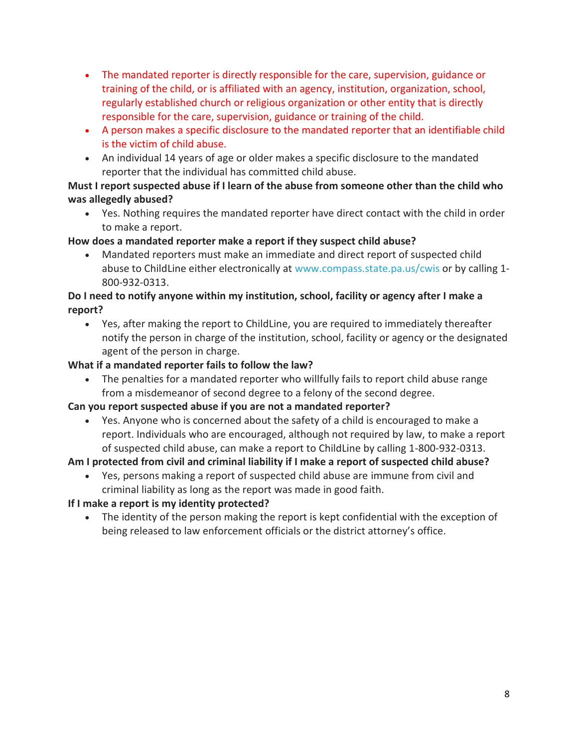- The mandated reporter is directly responsible for the care, supervision, guidance or training of the child, or is affiliated with an agency, institution, organization, school, regularly established church or religious organization or other entity that is directly responsible for the care, supervision, guidance or training of the child.
- A person makes a specific disclosure to the mandated reporter that an identifiable child is the victim of child abuse.
- An individual 14 years of age or older makes a specific disclosure to the mandated reporter that the individual has committed child abuse.

**Must I report suspected abuse if I learn of the abuse from someone other than the child who was allegedly abused?**

- Yes. Nothing requires the mandated reporter have direct contact with the child in order to make a report.

**How does a mandated reporter make a report if they suspect child abuse?**

- Mandated reporters must make an immediate and direct report of suspected child abuse to ChildLine either electronically at www.compass.state.pa.us/cwis or by calling 1-800-932-0313.

**Do I need to notify anyone within my institution, school, facility or agency after I make a report?**

- Yes, after making the report to ChildLine, you are required to immediately thereafter notify the person in charge of the institution, school, facility or agency or the designated agent of the person in charge.

**What if a mandated reporter fails to follow the law?**

- The penalties for a mandated reporter who willfully fails to report child abuse range from a misdemeanor of second degree to a felony of the second degree.

**Can you report suspected abuse if you are not a mandated reporter?**

- Yes. Anyone who is concerned about the safety of a child is encouraged to make a report. Individuals who are encouraged, although not required by law, to make a report of suspected child abuse, can make a report to ChildLine by calling 1-800-932-0313.

**Am I protected from civil and criminal liability if I make a report of suspected child abuse?**

- Yes, persons making a report of suspected child abuse are immune from civil and criminal liability as long as the report was made in good faith.

**If I make a report is my identity protected?**

- The identity of the person making the report is kept confidential with the exception of being released to law enforcement officials or the district attorney's office.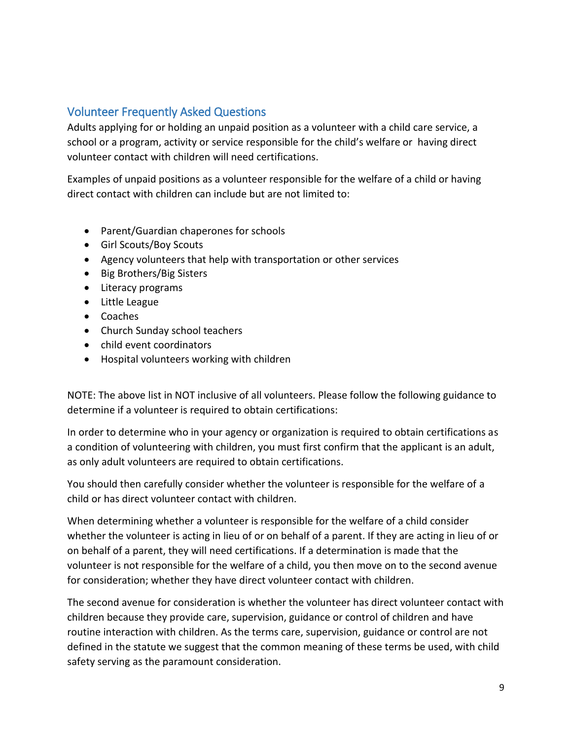## Volunteer Frequently Asked Questions

Adults applying for or holding an unpaid position as a volunteer with a child care service, a school or a program, activity or service responsible for the child's welfare or having direct volunteer contact with children will need certifications.

Examples of unpaid positions as a volunteer responsible for the welfare of a child or having direct contact with children can include but are not limited to:

- Parent/Guardian chaperones for schools
- Girl Scouts/Boy Scouts
- Agency volunteers that help with transportation or other services
- Big Brothers/Big Sisters
- Literacy programs
- Little League
- Coaches
- Church Sunday school teachers
- child event coordinators
- Hospital volunteers working with children

NOTE: The above list in NOT inclusive of all volunteers. Please follow the following guidance to determine if a volunteer is required to obtain certifications:

In order to determine who in your agency or organization is required to obtain certifications as a condition of volunteering with children, you must first confirm that the applicant is an adult, as only adult volunteers are required to obtain certifications.

You should then carefully consider whether the volunteer is responsible for the welfare of a child or has direct volunteer contact with children.

When determining whether a volunteer is responsible for the welfare of a child consider whether the volunteer is acting in lieu of or on behalf of a parent. If they are acting in lieu of or on behalf of a parent, they will need certifications. If a determination is made that the volunteer is not responsible for the welfare of a child, you then move on to the second avenue for consideration; whether they have direct volunteer contact with children.

The second avenue for consideration is whether the volunteer has direct volunteer contact with children because they provide care, supervision, guidance or control of children and have routine interaction with children. As the terms care, supervision, guidance or control are not defined in the statute we suggest that the common meaning of these terms be used, with child safety serving as the paramount consideration.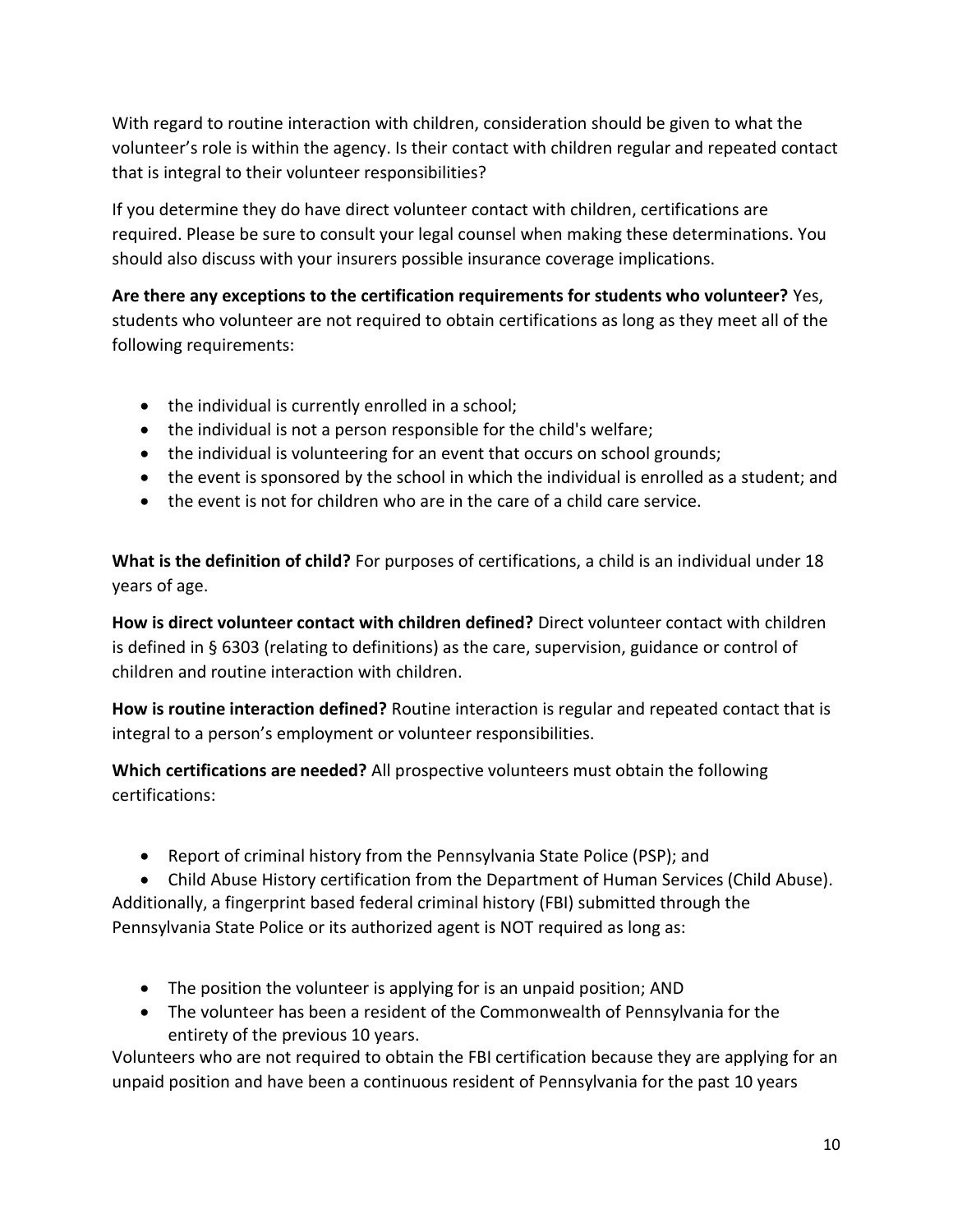With regard to routine interaction with children, consideration should be given to what the volunteer's role is within the agency. Is their contact with children regular and repeated contact that is integral to their volunteer responsibilities?

If you determine they do have direct volunteer contact with children, certifications are required. Please be sure to consult your legal counsel when making these determinations. You should also discuss with your insurers possible insurance coverage implications.

**Are there any exceptions to the certification requirements for students who volunteer?** Yes, students who volunteer are not required to obtain certifications as long as they meet all of the following requirements:

- the individual is currently enrolled in a school;
- the individual is not a person responsible for the child's welfare;
- the individual is volunteering for an event that occurs on school grounds;
- the event is sponsored by the school in which the individual is enrolled as a student; and
- the event is not for children who are in the care of a child care service.

**What is the definition of child?** For purposes of certifications, a child is an individual under 18 years of age.

**How is direct volunteer contact with children defined?** Direct volunteer contact with children is defined in § 6303 (relating to definitions) as the care, supervision, guidance or control of children and routine interaction with children.

**How is routine interaction defined?** Routine interaction is regular and repeated contact that is integral to a person's employment or volunteer responsibilities.

**Which certifications are needed?** All prospective volunteers must obtain the following certifications:

- Report of criminal history from the Pennsylvania State Police (PSP); and
- Child Abuse History certification from the Department of Human Services (Child Abuse).

Additionally, a fingerprint based federal criminal history (FBI) submitted through the Pennsylvania State Police or its authorized agent is NOT required as long as:

- The position the volunteer is applying for is an unpaid position; AND
- The volunteer has been a resident of the Commonwealth of Pennsylvania for the entirety of the previous 10 years.

Volunteers who are not required to obtain the FBI certification because they are applying for an unpaid position and have been a continuous resident of Pennsylvania for the past 10 years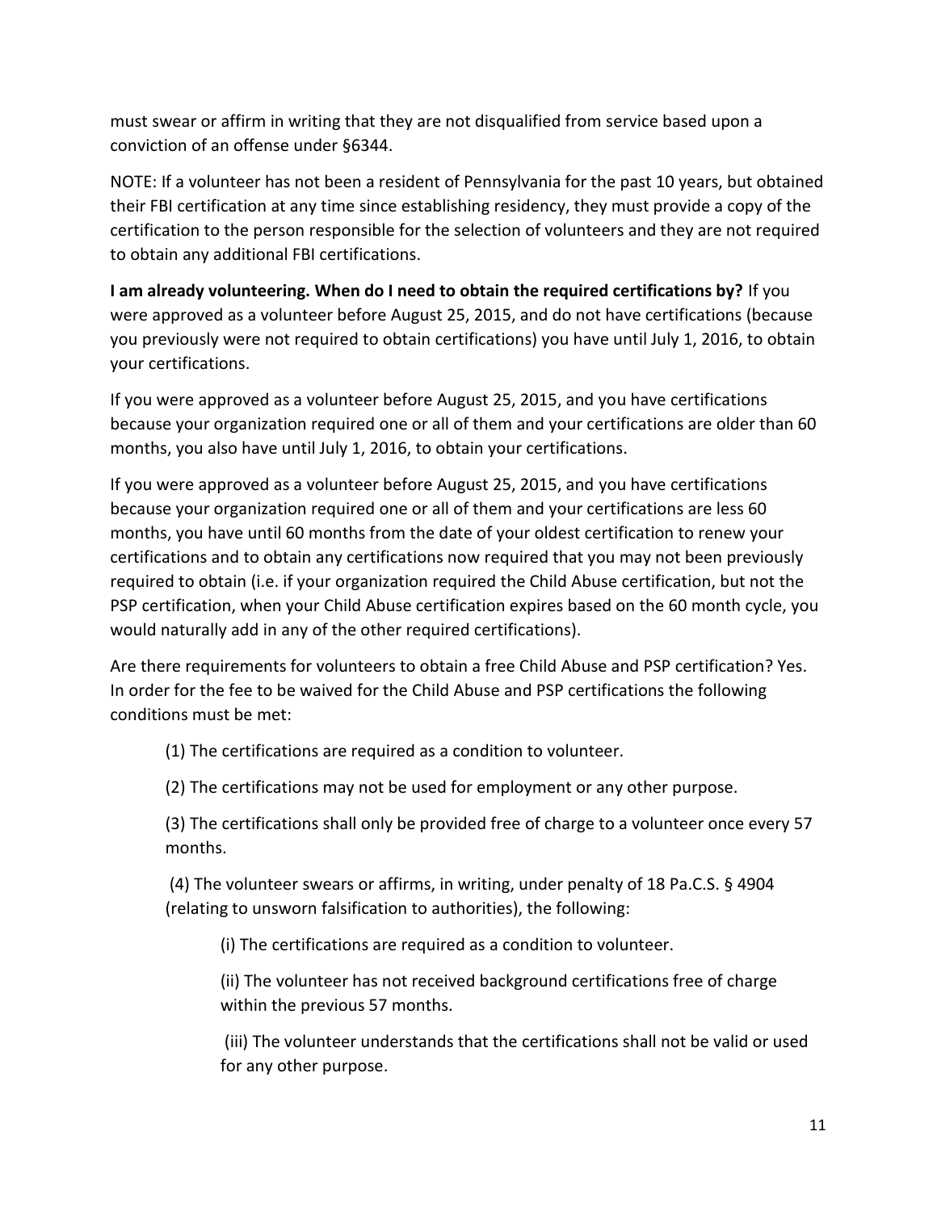must swear or affirm in writing that they are not disqualified from service based upon a conviction of an offense under §6344.

NOTE: If a volunteer has not been a resident of Pennsylvania for the past 10 years, but obtained their FBI certification at any time since establishing residency, they must provide a copy of the certification to the person responsible for the selection of volunteers and they are not required to obtain any additional FBI certifications.

**I am already volunteering. When do I need to obtain the required certifications by?** If you were approved as a volunteer before August 25, 2015, and do not have certifications (because you previously were not required to obtain certifications) you have until July 1, 2016, to obtain your certifications.

If you were approved as a volunteer before August 25, 2015, and you have certifications because your organization required one or all of them and your certifications are older than 60 months, you also have until July 1, 2016, to obtain your certifications.

If you were approved as a volunteer before August 25, 2015, and you have certifications because your organization required one or all of them and your certifications are less 60 months, you have until 60 months from the date of your oldest certification to renew your certifications and to obtain any certifications now required that you may not been previously required to obtain (i.e. if your organization required the Child Abuse certification, but not the PSP certification, when your Child Abuse certification expires based on the 60 month cycle, you would naturally add in any of the other required certifications).

Are there requirements for volunteers to obtain a free Child Abuse and PSP certification? Yes. In order for the fee to be waived for the Child Abuse and PSP certifications the following conditions must be met:

(1) The certifications are required as a condition to volunteer.

(2) The certifications may not be used for employment or any other purpose.

(3) The certifications shall only be provided free of charge to a volunteer once every 57 months.

(4) The volunteer swears or affirms, in writing, under penalty of 18 Pa.C.S. § 4904 (relating to unsworn falsification to authorities), the following:

(i) The certifications are required as a condition to volunteer.

(ii) The volunteer has not received background certifications free of charge within the previous 57 months.

(iii) The volunteer understands that the certifications shall not be valid or used for any other purpose.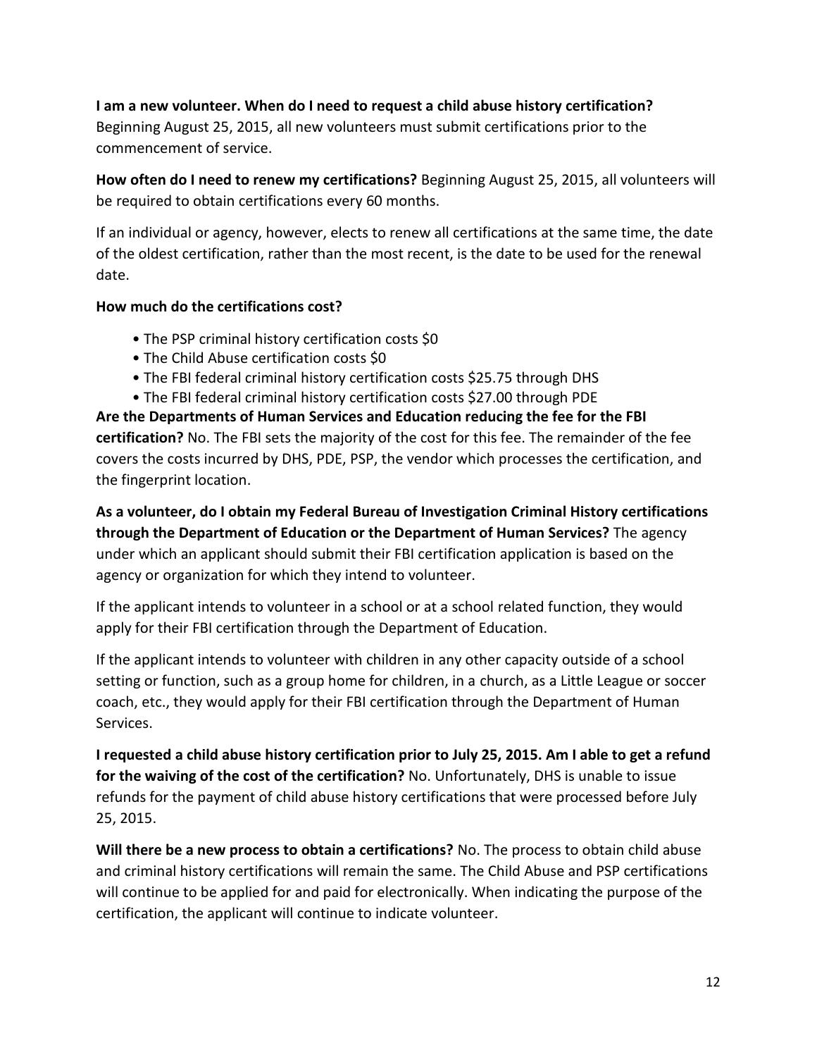**I am a new volunteer. When do I need to request a child abuse history certification?** Beginning August 25, 2015, all new volunteers must submit certifications prior to the commencement of service.

**How often do I need to renew my certifications?** Beginning August 25, 2015, all volunteers will be required to obtain certifications every 60 months.

If an individual or agency, however, elects to renew all certifications at the same time, the date of the oldest certification, rather than the most recent, is the date to be used for the renewal date.

**How much do the certifications cost?**

- The PSP criminal history certification costs $0
- The Child Abuse certification costs $0
- The FBI federal criminal history certification costs $25.75 through DHS
- The FBI federal criminal history certification costs $27.00 through PDE

**Are the Departments of Human Services and Education reducing the fee for the FBI certification?** No. The FBI sets the majority of the cost for this fee. The remainder of the fee covers the costs incurred by DHS, PDE, PSP, the vendor which processes the certification, and the fingerprint location.

**As a volunteer, do I obtain my Federal Bureau of Investigation Criminal History certifications through the Department of Education or the Department of Human Services?** The agency under which an applicant should submit their FBI certification application is based on the agency or organization for which they intend to volunteer.

If the applicant intends to volunteer in a school or at a school related function, they would apply for their FBI certification through the Department of Education.

If the applicant intends to volunteer with children in any other capacity outside of a school setting or function, such as a group home for children, in a church, as a Little League or soccer coach, etc., they would apply for their FBI certification through the Department of Human Services.

**I requested a child abuse history certification prior to July 25, 2015. Am I able to get a refund for the waiving of the cost of the certification?** No. Unfortunately, DHS is unable to issue refunds for the payment of child abuse history certifications that were processed before July 25, 2015.

**Will there be a new process to obtain a certifications?** No. The process to obtain child abuse and criminal history certifications will remain the same. The Child Abuse and PSP certifications will continue to be applied for and paid for electronically. When indicating the purpose of the certification, the applicant will continue to indicate volunteer.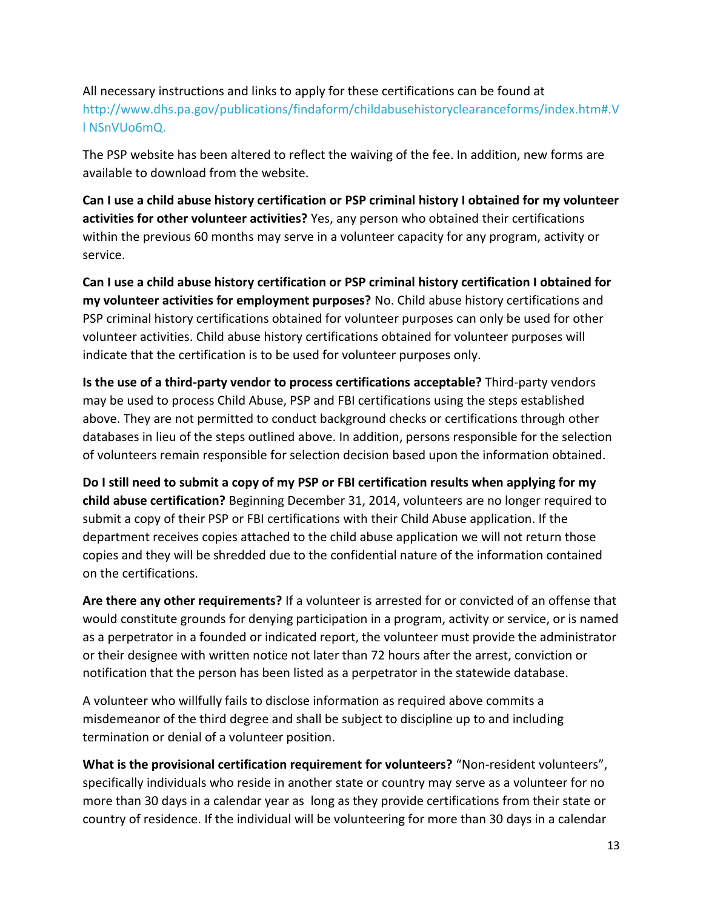All necessary instructions and links to apply for these certifications can be found at http://www.dhs.pa.gov/publications/findaform/childabusehistoryclearanceforms/index.htm#.VlNSnVUo6mQ.

The PSP website has been altered to reflect the waiving of the fee. In addition, new forms are available to download from the website.

**Can I use a child abuse history certification or PSP criminal history I obtained for my volunteer activities for other volunteer activities?** Yes, any person who obtained their certifications within the previous 60 months may serve in a volunteer capacity for any program, activity or service.

**Can I use a child abuse history certification or PSP criminal history certification I obtained for my volunteer activities for employment purposes?** No. Child abuse history certifications and PSP criminal history certifications obtained for volunteer purposes can only be used for other volunteer activities. Child abuse history certifications obtained for volunteer purposes will indicate that the certification is to be used for volunteer purposes only.

**Is the use of a third-party vendor to process certifications acceptable?** Third-party vendors may be used to process Child Abuse, PSP and FBI certifications using the steps established above. They are not permitted to conduct background checks or certifications through other databases in lieu of the steps outlined above. In addition, persons responsible for the selection of volunteers remain responsible for selection decision based upon the information obtained.

**Do I still need to submit a copy of my PSP or FBI certification results when applying for my child abuse certification?** Beginning December 31, 2014, volunteers are no longer required to submit a copy of their PSP or FBI certifications with their Child Abuse application. If the department receives copies attached to the child abuse application we will not return those copies and they will be shredded due to the confidential nature of the information contained on the certifications.

**Are there any other requirements?** If a volunteer is arrested for or convicted of an offense that would constitute grounds for denying participation in a program, activity or service, or is named as a perpetrator in a founded or indicated report, the volunteer must provide the administrator or their designee with written notice not later than 72 hours after the arrest, conviction or notification that the person has been listed as a perpetrator in the statewide database.

A volunteer who willfully fails to disclose information as required above commits a misdemeanor of the third degree and shall be subject to discipline up to and including termination or denial of a volunteer position.

**What is the provisional certification requirement for volunteers?** "Non-resident volunteers", specifically individuals who reside in another state or country may serve as a volunteer for no more than 30 days in a calendar year as long as they provide certifications from their state or country of residence. If the individual will be volunteering for more than 30 days in a calendar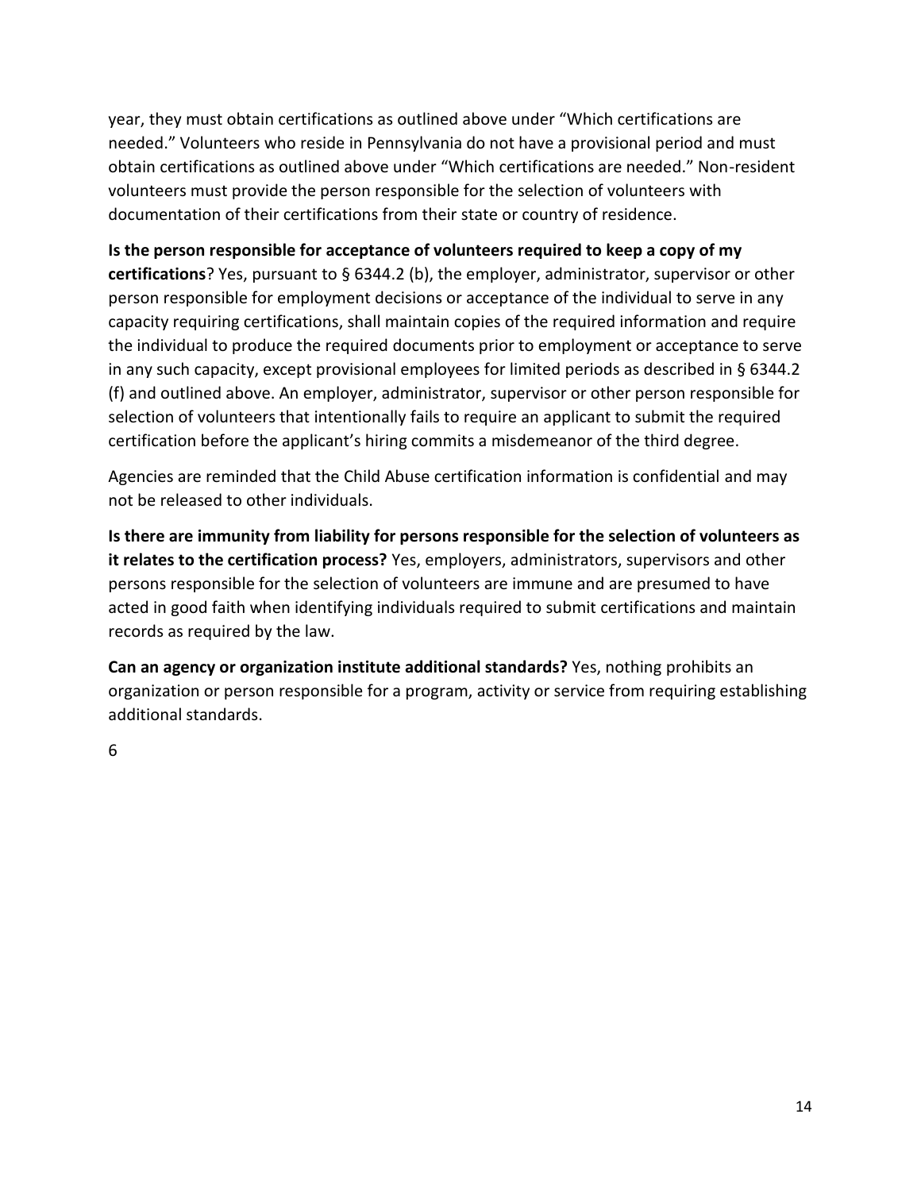year, they must obtain certifications as outlined above under "Which certifications are needed." Volunteers who reside in Pennsylvania do not have a provisional period and must obtain certifications as outlined above under "Which certifications are needed." Non-resident volunteers must provide the person responsible for the selection of volunteers with documentation of their certifications from their state or country of residence.

**Is the person responsible for acceptance of volunteers required to keep a copy of my certifications**? Yes, pursuant to § 6344.2 (b), the employer, administrator, supervisor or other person responsible for employment decisions or acceptance of the individual to serve in any capacity requiring certifications, shall maintain copies of the required information and require the individual to produce the required documents prior to employment or acceptance to serve in any such capacity, except provisional employees for limited periods as described in § 6344.2 (f) and outlined above. An employer, administrator, supervisor or other person responsible for selection of volunteers that intentionally fails to require an applicant to submit the required certification before the applicant's hiring commits a misdemeanor of the third degree.

Agencies are reminded that the Child Abuse certification information is confidential and may not be released to other individuals.

**Is there are immunity from liability for persons responsible for the selection of volunteers as it relates to the certification process?** Yes, employers, administrators, supervisors and other persons responsible for the selection of volunteers are immune and are presumed to have acted in good faith when identifying individuals required to submit certifications and maintain records as required by the law.

**Can an agency or organization institute additional standards?** Yes, nothing prohibits an organization or person responsible for a program, activity or service from requiring establishing additional standards.

6